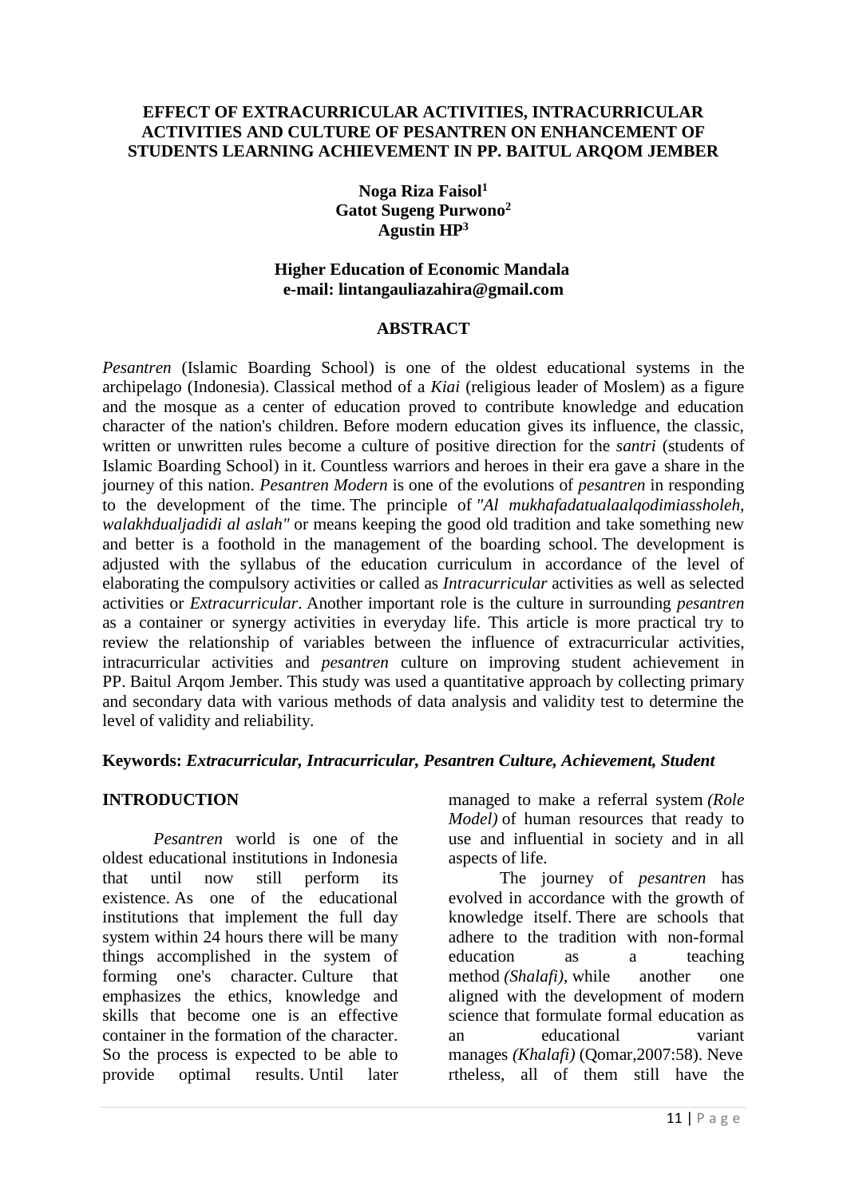# EFFECT OF EXTRACURRICULAR ACTIVITIES, INTRACURRICULAR ACTIVITIES AND CULTURE OF PESANTREN ON ENHANCEMENT OF STUDENTS LEARNING ACHIEVEMENT IN PP. BAITUL ARQOM JEMBER

**Noga Riza Faisol[1]**
**Gatot Sugeng Purwono[2]**
**Agustin HP[3]**

**Higher Education of Economic Mandala**
**e-mail: lintangauliazahira@gmail.com**

## ABSTRACT

*Pesantren* (Islamic Boarding School) is one of the oldest educational systems in the archipelago (Indonesia). Classical method of a *Kiai* (religious leader of Moslem) as a figure and the mosque as a center of education proved to contribute knowledge and education character of the nation's children. Before modern education gives its influence, the classic, written or unwritten rules become a culture of positive direction for the *santri* (students of Islamic Boarding School) in it. Countless warriors and heroes in their era gave a share in the journey of this nation. *Pesantren Modern* is one of the evolutions of *pesantren* in responding to the development of the time. The principle of *"Al mukhafadatualaalqodimiassholeh, walakhdualjadidi al aslah"* or means keeping the good old tradition and take something new and better is a foothold in the management of the boarding school. The development is adjusted with the syllabus of the education curriculum in accordance of the level of elaborating the compulsory activities or called as *Intracurricular* activities as well as selected activities or *Extracurricular*. Another important role is the culture in surrounding *pesantren* as a container or synergy activities in everyday life. This article is more practical try to review the relationship of variables between the influence of extracurricular activities, intracurricular activities and *pesantren* culture on improving student achievement in PP. Baitul Arqom Jember. This study was used a quantitative approach by collecting primary and secondary data with various methods of data analysis and validity test to determine the level of validity and reliability.

**Keywords:** ***Extracurricular, Intracurricular, Pesantren Culture, Achievement, Student***

## INTRODUCTION

*Pesantren* world is one of the oldest educational institutions in Indonesia that until now still perform its existence. As one of the educational institutions that implement the full day system within 24 hours there will be many things accomplished in the system of forming one's character. Culture that emphasizes the ethics, knowledge and skills that become one is an effective container in the formation of the character. So the process is expected to be able to provide optimal results. Until later managed to make a referral system *(Role Model)* of human resources that ready to use and influential in society and in all aspects of life.

The journey of *pesantren* has evolved in accordance with the growth of knowledge itself. There are schools that adhere to the tradition with non-formal education as a teaching method *(Shalafi),* while another one aligned with the development of modern science that formulate formal education as an educational variant manages *(Khalafi)* (Qomar,2007:58). Neve rtheless, all of them still have the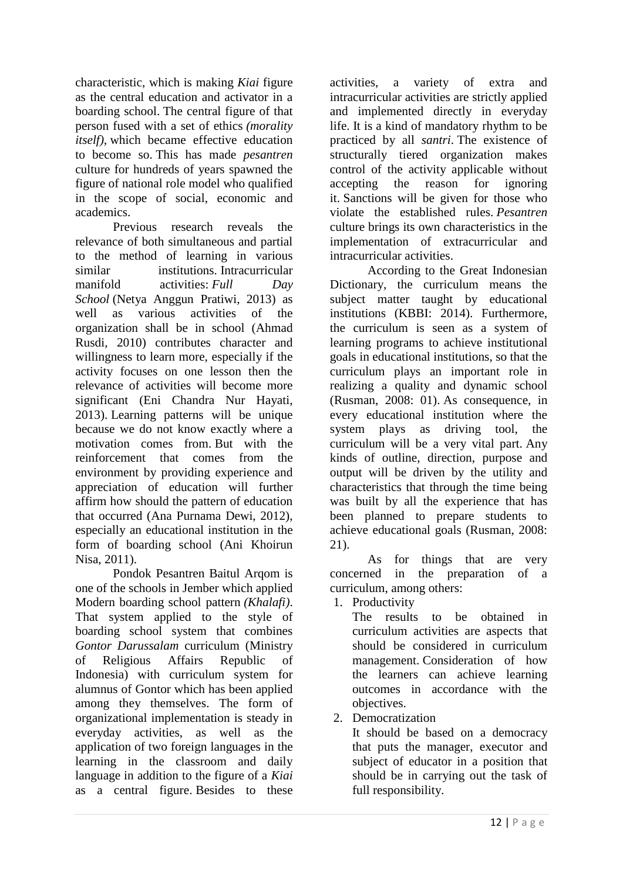characteristic, which is making *Kiai* figure as the central education and activator in a boarding school. The central figure of that person fused with a set of ethics *(morality itself)*, which became effective education to become so. This has made *pesantren* culture for hundreds of years spawned the figure of national role model who qualified in the scope of social, economic and academics.

Previous research reveals the relevance of both simultaneous and partial to the method of learning in various similar institutions. Intracurricular manifold activities: *Full Day School* (Netya Anggun Pratiwi, 2013) as well as various activities of the organization shall be in school (Ahmad Rusdi, 2010) contributes character and willingness to learn more, especially if the activity focuses on one lesson then the relevance of activities will become more significant (Eni Chandra Nur Hayati, 2013). Learning patterns will be unique because we do not know exactly where a motivation comes from. But with the reinforcement that comes from the environment by providing experience and appreciation of education will further affirm how should the pattern of education that occurred (Ana Purnama Dewi, 2012), especially an educational institution in the form of boarding school (Ani Khoirun Nisa, 2011).

Pondok Pesantren Baitul Arqom is one of the schools in Jember which applied Modern boarding school pattern *(Khalafi)*. That system applied to the style of boarding school system that combines *Gontor Darussalam* curriculum (Ministry of Religious Affairs Republic of Indonesia) with curriculum system for alumnus of Gontor which has been applied among they themselves. The form of organizational implementation is steady in everyday activities, as well as the application of two foreign languages in the learning in the classroom and daily language in addition to the figure of a *Kiai* as a central figure. Besides to these activities, a variety of extra and intracurricular activities are strictly applied and implemented directly in everyday life. It is a kind of mandatory rhythm to be practiced by all *santri*. The existence of structurally tiered organization makes control of the activity applicable without accepting the reason for ignoring it. Sanctions will be given for those who violate the established rules. *Pesantren* culture brings its own characteristics in the implementation of extracurricular and intracurricular activities.

According to the Great Indonesian Dictionary, the curriculum means the subject matter taught by educational institutions (KBBI: 2014). Furthermore, the curriculum is seen as a system of learning programs to achieve institutional goals in educational institutions, so that the curriculum plays an important role in realizing a quality and dynamic school (Rusman, 2008: 01). As consequence, in every educational institution where the system plays as driving tool, the curriculum will be a very vital part. Any kinds of outline, direction, purpose and output will be driven by the utility and characteristics that through the time being was built by all the experience that has been planned to prepare students to achieve educational goals (Rusman, 2008: 21).

As for things that are very concerned in the preparation of a curriculum, among others:

1. Productivity

   The results to be obtained in curriculum activities are aspects that should be considered in curriculum management. Consideration of how the learners can achieve learning outcomes in accordance with the objectives.

2. Democratization

   It should be based on a democracy that puts the manager, executor and subject of educator in a position that should be in carrying out the task of full responsibility.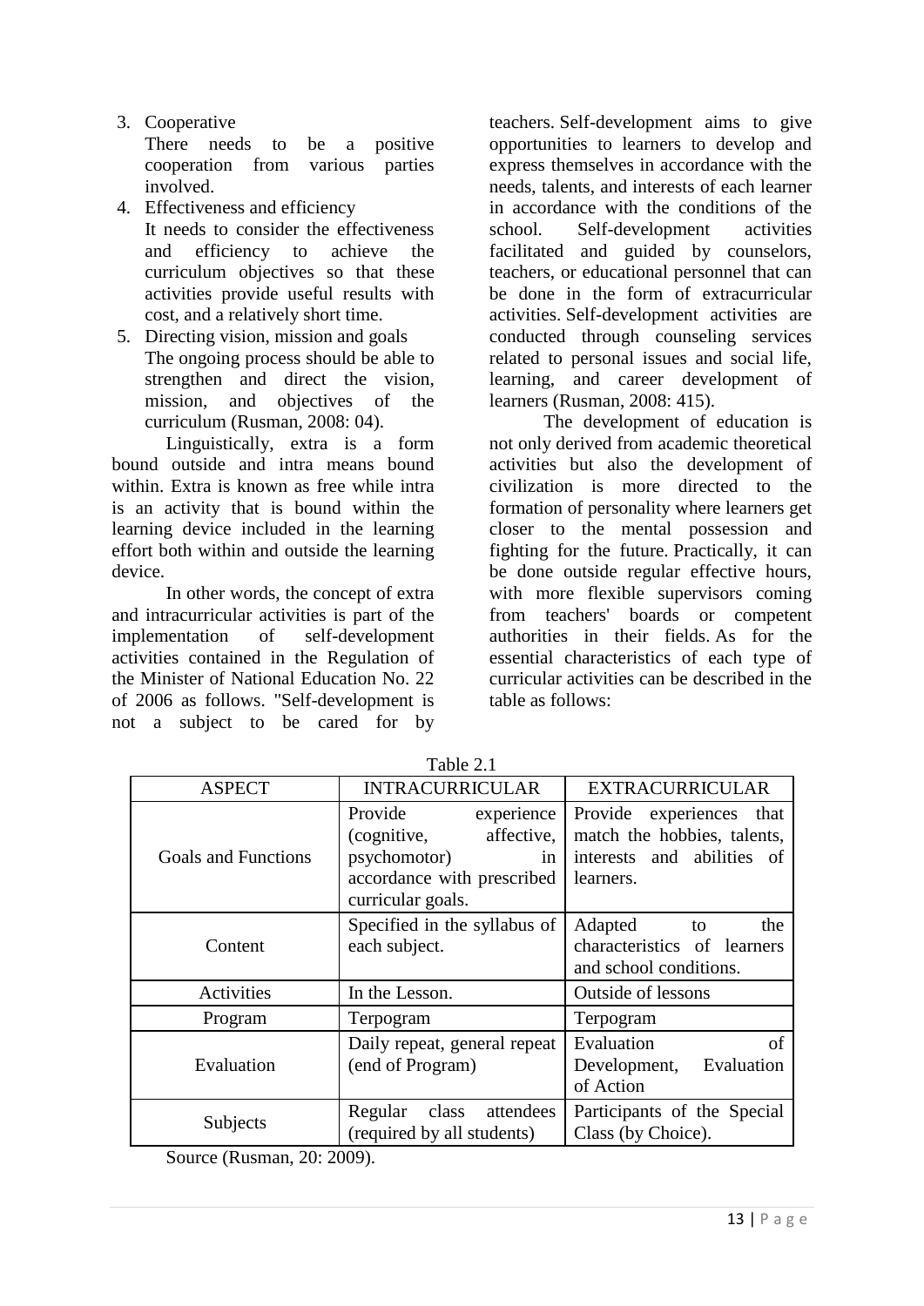3. Cooperative
   There needs to be a positive cooperation from various parties involved.
4. Effectiveness and efficiency
   It needs to consider the effectiveness and efficiency to achieve the curriculum objectives so that these activities provide useful results with cost, and a relatively short time.
5. Directing vision, mission and goals
   The ongoing process should be able to strengthen and direct the vision, mission, and objectives of the curriculum (Rusman, 2008: 04).

Linguistically, extra is a form bound outside and intra means bound within. Extra is known as free while intra is an activity that is bound within the learning device included in the learning effort both within and outside the learning device.

In other words, the concept of extra and intracurricular activities is part of the implementation of self-development activities contained in the Regulation of the Minister of National Education No. 22 of 2006 as follows. "Self-development is not a subject to be cared for by teachers. Self-development aims to give opportunities to learners to develop and express themselves in accordance with the needs, talents, and interests of each learner in accordance with the conditions of the school. Self-development activities facilitated and guided by counselors, teachers, or educational personnel that can be done in the form of extracurricular activities. Self-development activities are conducted through counseling services related to personal issues and social life, learning, and career development of learners (Rusman, 2008: 415).

The development of education is not only derived from academic theoretical activities but also the development of civilization is more directed to the formation of personality where learners get closer to the mental possession and fighting for the future. Practically, it can be done outside regular effective hours, with more flexible supervisors coming from teachers' boards or competent authorities in their fields. As for the essential characteristics of each type of curricular activities can be described in the table as follows:

Table 2.1

| ASPECT | INTRACURRICULAR | EXTRACURRICULAR |
|---|---|---|
| Goals and Functions | Provide experience (cognitive, affective, psychomotor) in accordance with prescribed curricular goals. | Provide experiences that match the hobbies, talents, interests and abilities of learners. |
| Content | Specified in the syllabus of each subject. | Adapted to the characteristics of learners and school conditions. |
| Activities | In the Lesson. | Outside of lessons |
| Program | Terpogram | Terpogram |
| Evaluation | Daily repeat, general repeat (end of Program) | Evaluation of Development, Evaluation of Action |
| Subjects | Regular class attendees (required by all students) | Participants of the Special Class (by Choice). |

Source (Rusman, 20: 2009).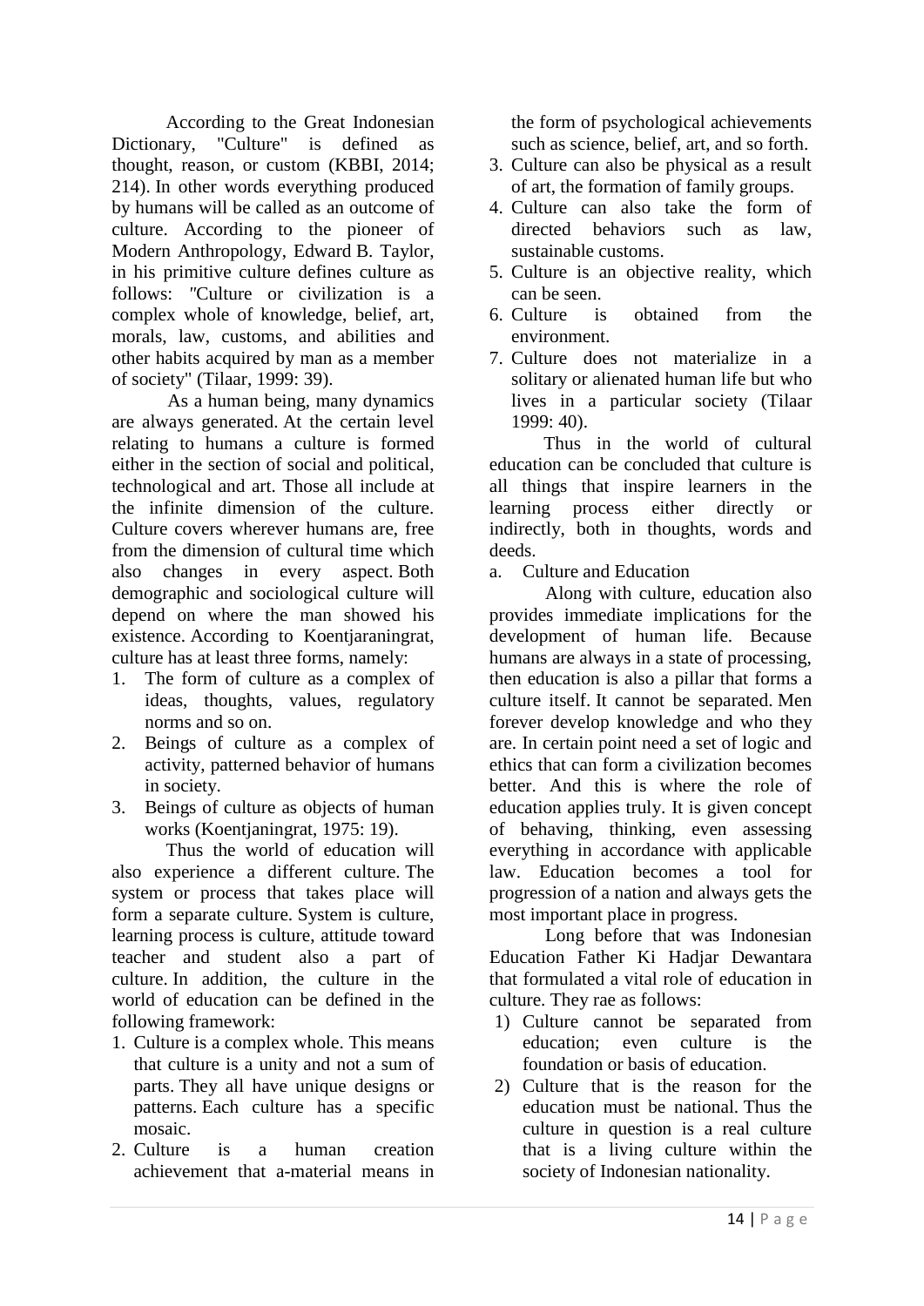According to the Great Indonesian Dictionary, "Culture" is defined as thought, reason, or custom (KBBI, 2014; 214). In other words everything produced by humans will be called as an outcome of culture. According to the pioneer of Modern Anthropology, Edward B. Taylor, in his primitive culture defines culture as follows: "Culture or civilization is a complex whole of knowledge, belief, art, morals, law, customs, and abilities and other habits acquired by man as a member of society" (Tilaar, 1999: 39).

As a human being, many dynamics are always generated. At the certain level relating to humans a culture is formed either in the section of social and political, technological and art. Those all include at the infinite dimension of the culture. Culture covers wherever humans are, free from the dimension of cultural time which also changes in every aspect. Both demographic and sociological culture will depend on where the man showed his existence. According to Koentjaraningrat, culture has at least three forms, namely:

1. The form of culture as a complex of ideas, thoughts, values, regulatory norms and so on.
2. Beings of culture as a complex of activity, patterned behavior of humans in society.
3. Beings of culture as objects of human works (Koentjaningrat, 1975: 19).

Thus the world of education will also experience a different culture. The system or process that takes place will form a separate culture. System is culture, learning process is culture, attitude toward teacher and student also a part of culture. In addition, the culture in the world of education can be defined in the following framework:

1. Culture is a complex whole. This means that culture is a unity and not a sum of parts. They all have unique designs or patterns. Each culture has a specific mosaic.
2. Culture is a human creation achievement that a-material means in the form of psychological achievements such as science, belief, art, and so forth.
3. Culture can also be physical as a result of art, the formation of family groups.
4. Culture can also take the form of directed behaviors such as law, sustainable customs.
5. Culture is an objective reality, which can be seen.
6. Culture is obtained from the environment.
7. Culture does not materialize in a solitary or alienated human life but who lives in a particular society (Tilaar 1999: 40).

Thus in the world of cultural education can be concluded that culture is all things that inspire learners in the learning process either directly or indirectly, both in thoughts, words and deeds.

a. Culture and Education

Along with culture, education also provides immediate implications for the development of human life. Because humans are always in a state of processing, then education is also a pillar that forms a culture itself. It cannot be separated. Men forever develop knowledge and who they are. In certain point need a set of logic and ethics that can form a civilization becomes better. And this is where the role of education applies truly. It is given concept of behaving, thinking, even assessing everything in accordance with applicable law. Education becomes a tool for progression of a nation and always gets the most important place in progress.

Long before that was Indonesian Education Father Ki Hadjar Dewantara that formulated a vital role of education in culture. They rae as follows:

1) Culture cannot be separated from education; even culture is the foundation or basis of education.
2) Culture that is the reason for the education must be national. Thus the culture in question is a real culture that is a living culture within the society of Indonesian nationality.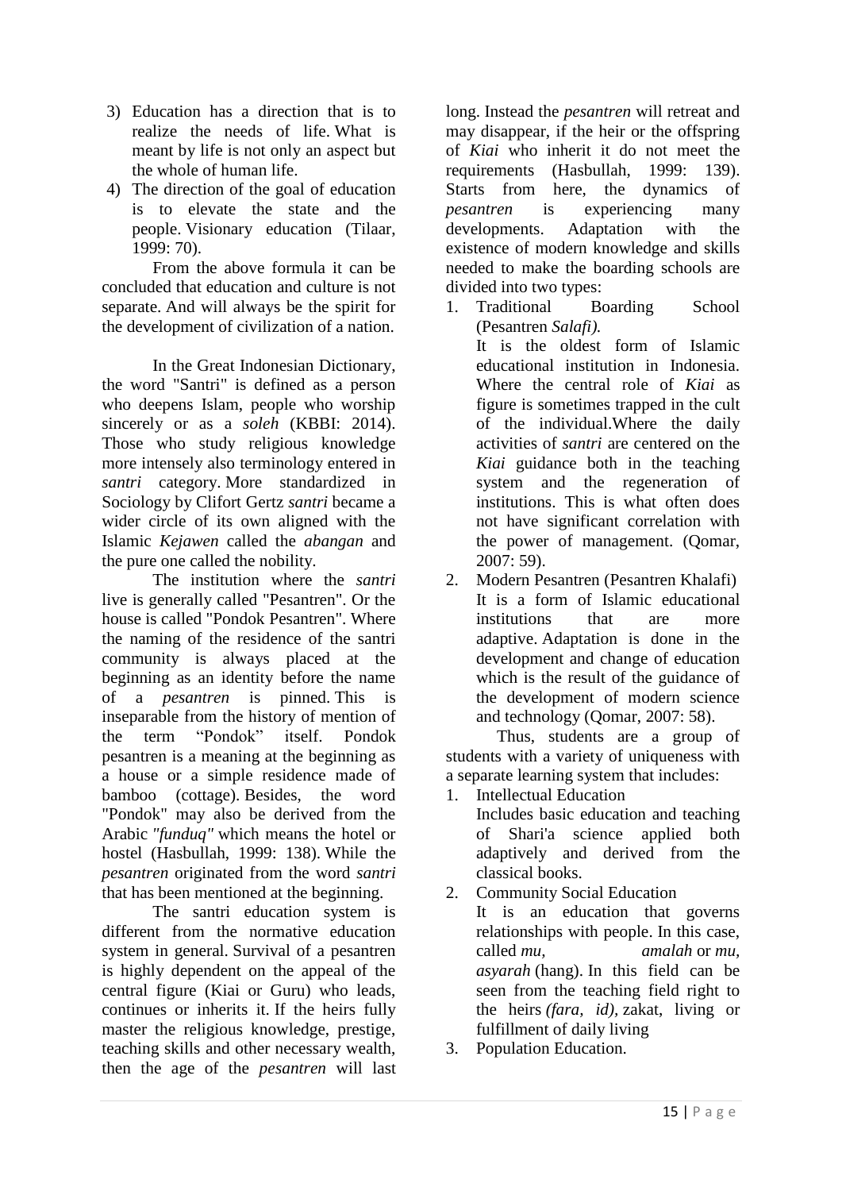3) Education has a direction that is to realize the needs of life. What is meant by life is not only an aspect but the whole of human life.
4) The direction of the goal of education is to elevate the state and the people. Visionary education (Tilaar, 1999: 70).

From the above formula it can be concluded that education and culture is not separate. And will always be the spirit for the development of civilization of a nation.

In the Great Indonesian Dictionary, the word "Santri" is defined as a person who deepens Islam, people who worship sincerely or as a *soleh* (KBBI: 2014). Those who study religious knowledge more intensely also terminology entered in *santri* category. More standardized in Sociology by Clifort Gertz *santri* became a wider circle of its own aligned with the Islamic *Kejawen* called the *abangan* and the pure one called the nobility.

The institution where the *santri* live is generally called "Pesantren". Or the house is called "Pondok Pesantren". Where the naming of the residence of the santri community is always placed at the beginning as an identity before the name of a *pesantren* is pinned. This is inseparable from the history of mention of the term “Pondok” itself. Pondok pesantren is a meaning at the beginning as a house or a simple residence made of bamboo (cottage). Besides, the word "Pondok" may also be derived from the Arabic *"funduq"* which means the hotel or hostel (Hasbullah, 1999: 138). While the *pesantren* originated from the word *santri* that has been mentioned at the beginning.

The santri education system is different from the normative education system in general. Survival of a pesantren is highly dependent on the appeal of the central figure (Kiai or Guru) who leads, continues or inherits it. If the heirs fully master the religious knowledge, prestige, teaching skills and other necessary wealth, then the age of the *pesantren* will last long. Instead the *pesantren* will retreat and may disappear, if the heir or the offspring of *Kiai* who inherit it do not meet the requirements (Hasbullah, 1999: 139). Starts from here, the dynamics of *pesantren* is experiencing many developments. Adaptation with the existence of modern knowledge and skills needed to make the boarding schools are divided into two types:

1. Traditional Boarding School (Pesantren *Salafi).*
   It is the oldest form of Islamic educational institution in Indonesia. Where the central role of *Kiai* as figure is sometimes trapped in the cult of the individual.Where the daily activities of *santri* are centered on the *Kiai* guidance both in the teaching system and the regeneration of institutions. This is what often does not have significant correlation with the power of management. (Qomar, 2007: 59).
2. Modern Pesantren (Pesantren Khalafi)
   It is a form of Islamic educational institutions that are more adaptive. Adaptation is done in the development and change of education which is the result of the guidance of the development of modern science and technology (Qomar, 2007: 58).

Thus, students are a group of students with a variety of uniqueness with a separate learning system that includes:

1. Intellectual Education
   Includes basic education and teaching of Shari'a science applied both adaptively and derived from the classical books.
2. Community Social Education
   It is an education that governs relationships with people. In this case, called *mu, amalah* or *mu, asyarah* (hang). In this field can be seen from the teaching field right to the heirs *(fara, id)*, zakat, living or fulfillment of daily living
3. Population Education.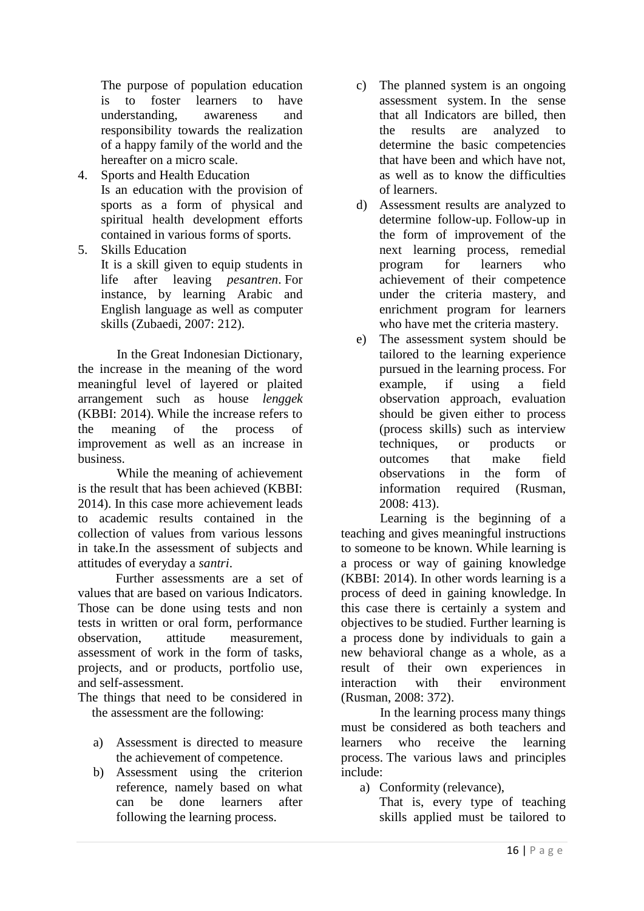The purpose of population education is to foster learners to have understanding, awareness and responsibility towards the realization of a happy family of the world and the hereafter on a micro scale.

4. Sports and Health Education
   Is an education with the provision of sports as a form of physical and spiritual health development efforts contained in various forms of sports.
5. Skills Education
   It is a skill given to equip students in life after leaving *pesantren*. For instance, by learning Arabic and English language as well as computer skills (Zubaedi, 2007: 212).

In the Great Indonesian Dictionary, the increase in the meaning of the word meaningful level of layered or plaited arrangement such as house *lenggek* (KBBI: 2014). While the increase refers to the meaning of the process of improvement as well as an increase in business.

While the meaning of achievement is the result that has been achieved (KBBI: 2014). In this case more achievement leads to academic results contained in the collection of values from various lessons in take.In the assessment of subjects and attitudes of everyday a *santri*.

Further assessments are a set of values that are based on various Indicators. Those can be done using tests and non tests in written or oral form, performance observation, attitude measurement, assessment of work in the form of tasks, projects, and or products, portfolio use, and self-assessment.

The things that need to be considered in the assessment are the following:

a) Assessment is directed to measure the achievement of competence.
b) Assessment using the criterion reference, namely based on what can be done learners after following the learning process.
c) The planned system is an ongoing assessment system. In the sense that all Indicators are billed, then the results are analyzed to determine the basic competencies that have been and which have not, as well as to know the difficulties of learners.
d) Assessment results are analyzed to determine follow-up. Follow-up in the form of improvement of the next learning process, remedial program for learners who achievement of their competence under the criteria mastery, and enrichment program for learners who have met the criteria mastery.
e) The assessment system should be tailored to the learning experience pursued in the learning process. For example, if using a field observation approach, evaluation should be given either to process (process skills) such as interview techniques, or products or outcomes that make field observations in the form of information required (Rusman, 2008: 413).

Learning is the beginning of a teaching and gives meaningful instructions to someone to be known. While learning is a process or way of gaining knowledge (KBBI: 2014). In other words learning is a process of deed in gaining knowledge. In this case there is certainly a system and objectives to be studied. Further learning is a process done by individuals to gain a new behavioral change as a whole, as a result of their own experiences in interaction with their environment (Rusman, 2008: 372).

In the learning process many things must be considered as both teachers and learners who receive the learning process. The various laws and principles include:

a) Conformity (relevance),
   That is, every type of teaching skills applied must be tailored to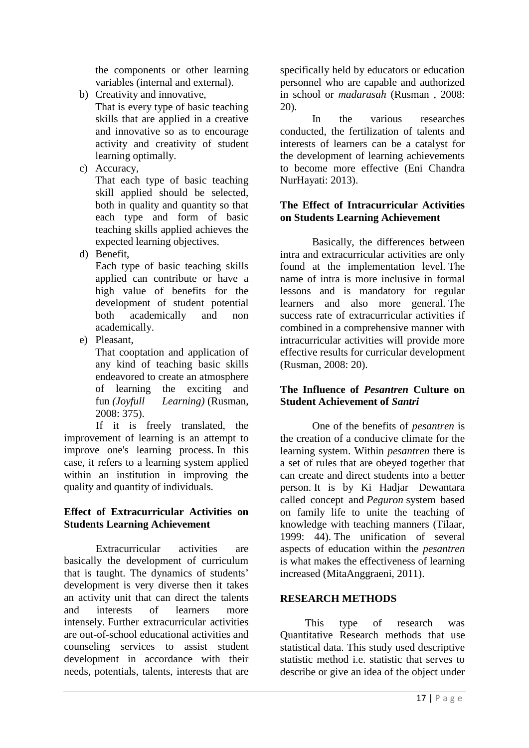the components or other learning variables (internal and external).

b) Creativity and innovative,
   That is every type of basic teaching skills that are applied in a creative and innovative so as to encourage activity and creativity of student learning optimally.
c) Accuracy,
   That each type of basic teaching skill applied should be selected, both in quality and quantity so that each type and form of basic teaching skills applied achieves the expected learning objectives.
d) Benefit,
   Each type of basic teaching skills applied can contribute or have a high value of benefits for the development of student potential both academically and non academically.
e) Pleasant,
   That cooptation and application of any kind of teaching basic skills endeavored to create an atmosphere of learning the exciting and fun *(Joyfull Learning)* (Rusman, 2008: 375).

If it is freely translated, the improvement of learning is an attempt to improve one's learning process. In this case, it refers to a learning system applied within an institution in improving the quality and quantity of individuals.

**Effect of Extracurricular Activities on Students Learning Achievement**

Extracurricular activities are basically the development of curriculum that is taught. The dynamics of students' development is very diverse then it takes an activity unit that can direct the talents and interests of learners more intensely. Further extracurricular activities are out-of-school educational activities and counseling services to assist student development in accordance with their needs, potentials, talents, interests that are specifically held by educators or education personnel who are capable and authorized in school or *madarasah* (Rusman , 2008: 20).

In the various researches conducted, the fertilization of talents and interests of learners can be a catalyst for the development of learning achievements to become more effective (Eni Chandra NurHayati: 2013).

**The Effect of Intracurricular Activities on Students Learning Achievement**

Basically, the differences between intra and extracurricular activities are only found at the implementation level. The name of intra is more inclusive in formal lessons and is mandatory for regular learners and also more general. The success rate of extracurricular activities if combined in a comprehensive manner with intracurricular activities will provide more effective results for curricular development (Rusman, 2008: 20).

**The Influence of *Pesantren* Culture on Student Achievement of *Santri***

One of the benefits of *pesantren* is the creation of a conducive climate for the learning system. Within *pesantren* there is a set of rules that are obeyed together that can create and direct students into a better person. It is by Ki Hadjar Dewantara called concept and *Peguron* system based on family life to unite the teaching of knowledge with teaching manners (Tilaar, 1999: 44). The unification of several aspects of education within the *pesantren* is what makes the effectiveness of learning increased (MitaAnggraeni, 2011).

## RESEARCH METHODS

This type of research was Quantitative Research methods that use statistical data. This study used descriptive statistic method i.e. statistic that serves to describe or give an idea of the object under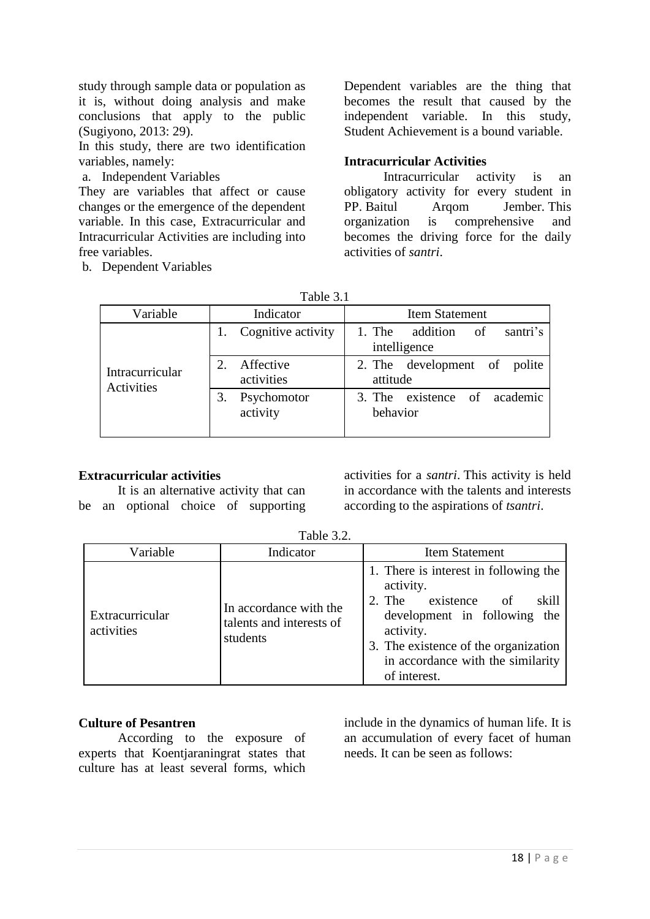study through sample data or population as it is, without doing analysis and make conclusions that apply to the public (Sugiyono, 2013: 29).

In this study, there are two identification variables, namely:

a. Independent Variables

They are variables that affect or cause changes or the emergence of the dependent variable. In this case, Extracurricular and Intracurricular Activities are including into free variables.

b. Dependent Variables

Dependent variables are the thing that becomes the result that caused by the independent variable. In this study, Student Achievement is a bound variable.

**Intracurricular Activities**

Intracurricular activity is an obligatory activity for every student in PP. Baitul Arqom Jember. This organization is comprehensive and becomes the driving force for the daily activities of *santri*.

Table 3.1

| Variable | Indicator | Item Statement |
|---|---|---|
| Intracurricular Activities | 1. Cognitive activity | 1. The addition of santri's intelligence |
| | 2. Affective activities | 2. The development of polite attitude |
| | 3. Psychomotor activity | 3. The existence of academic behavior |

**Extracurricular activities**

It is an alternative activity that can be an optional choice of supporting activities for a *santri*. This activity is held in accordance with the talents and interests according to the aspirations of *tsantri*.

Table 3.2.

| Variable | Indicator | Item Statement |
|---|---|---|
| Extracurricular activities | In accordance with the talents and interests of students | 1. There is interest in following the activity.<br>2. The existence of skill development in following the activity.<br>3. The existence of the organization in accordance with the similarity of interest. |

**Culture of Pesantren**

According to the exposure of experts that Koentjaraningrat states that culture has at least several forms, which include in the dynamics of human life. It is an accumulation of every facet of human needs. It can be seen as follows: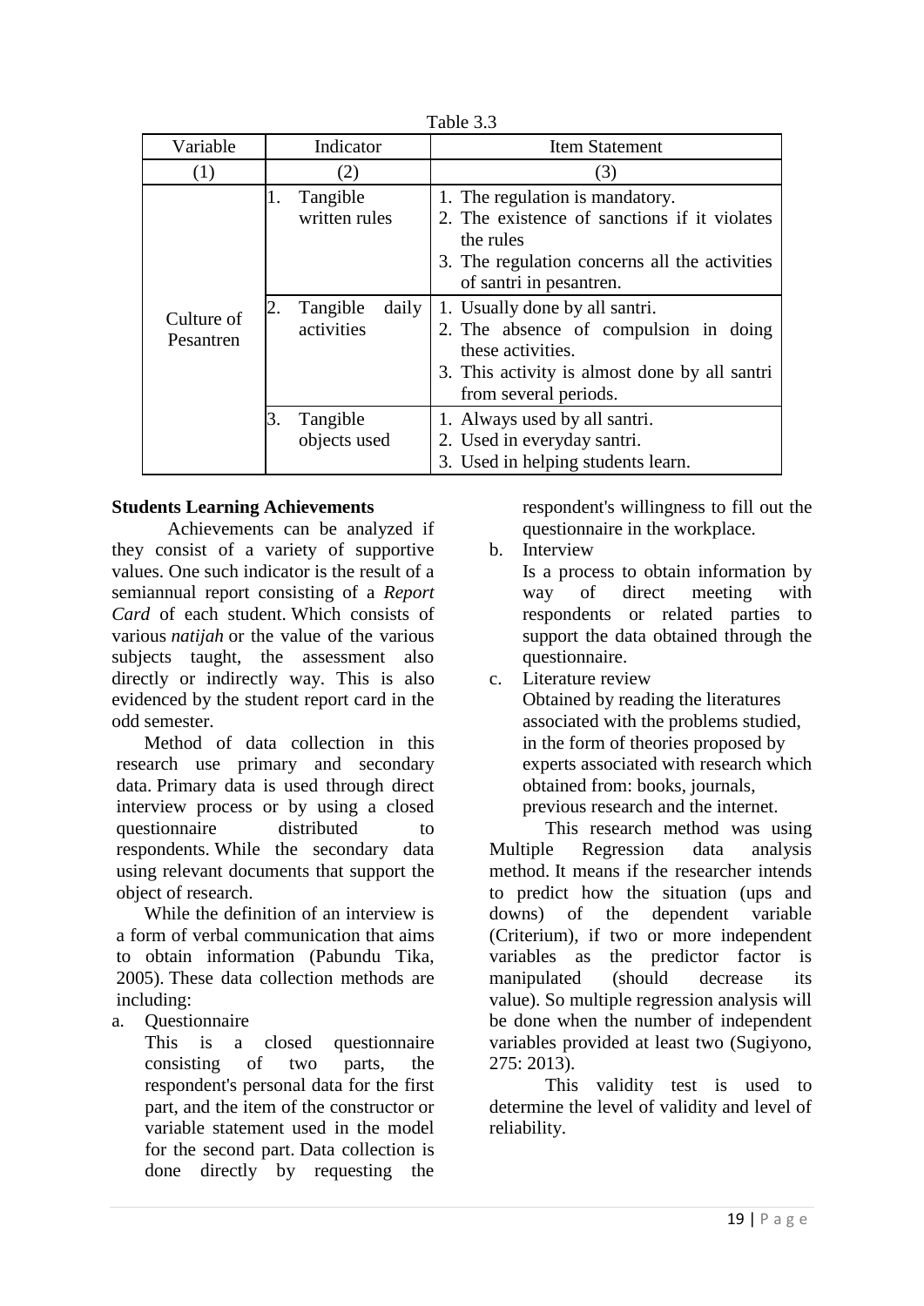Table 3.3

| Variable | Indicator | Item Statement |
|---|---|---|
| (1) | (2) | (3) |
| Culture of Pesantren | 1. Tangible written rules | 1. The regulation is mandatory.<br>2. The existence of sanctions if it violates the rules<br>3. The regulation concerns all the activities of santri in pesantren. |
| | 2. Tangible daily activities | 1. Usually done by all santri.<br>2. The absence of compulsion in doing these activities.<br>3. This activity is almost done by all santri from several periods. |
| | 3. Tangible objects used | 1. Always used by all santri.<br>2. Used in everyday santri.<br>3. Used in helping students learn. |

**Students Learning Achievements**

Achievements can be analyzed if they consist of a variety of supportive values. One such indicator is the result of a semiannual report consisting of a *Report Card* of each student. Which consists of various *natijah* or the value of the various subjects taught, the assessment also directly or indirectly way. This is also evidenced by the student report card in the odd semester.

Method of data collection in this research use primary and secondary data. Primary data is used through direct interview process or by using a closed questionnaire distributed to respondents. While the secondary data using relevant documents that support the object of research.

While the definition of an interview is a form of verbal communication that aims to obtain information (Pabundu Tika, 2005). These data collection methods are including:

a. Questionnaire
   This is a closed questionnaire consisting of two parts, the respondent's personal data for the first part, and the item of the constructor or variable statement used in the model for the second part. Data collection is done directly by requesting the respondent's willingness to fill out the questionnaire in the workplace.
b. Interview
   Is a process to obtain information by way of direct meeting with respondents or related parties to support the data obtained through the questionnaire.
c. Literature review
   Obtained by reading the literatures associated with the problems studied, in the form of theories proposed by experts associated with research which obtained from: books, journals, previous research and the internet.

This research method was using Multiple Regression data analysis method. It means if the researcher intends to predict how the situation (ups and downs) of the dependent variable (Criterium), if two or more independent variables as the predictor factor is manipulated (should decrease its value). So multiple regression analysis will be done when the number of independent variables provided at least two (Sugiyono, 275: 2013).

This validity test is used to determine the level of validity and level of reliability.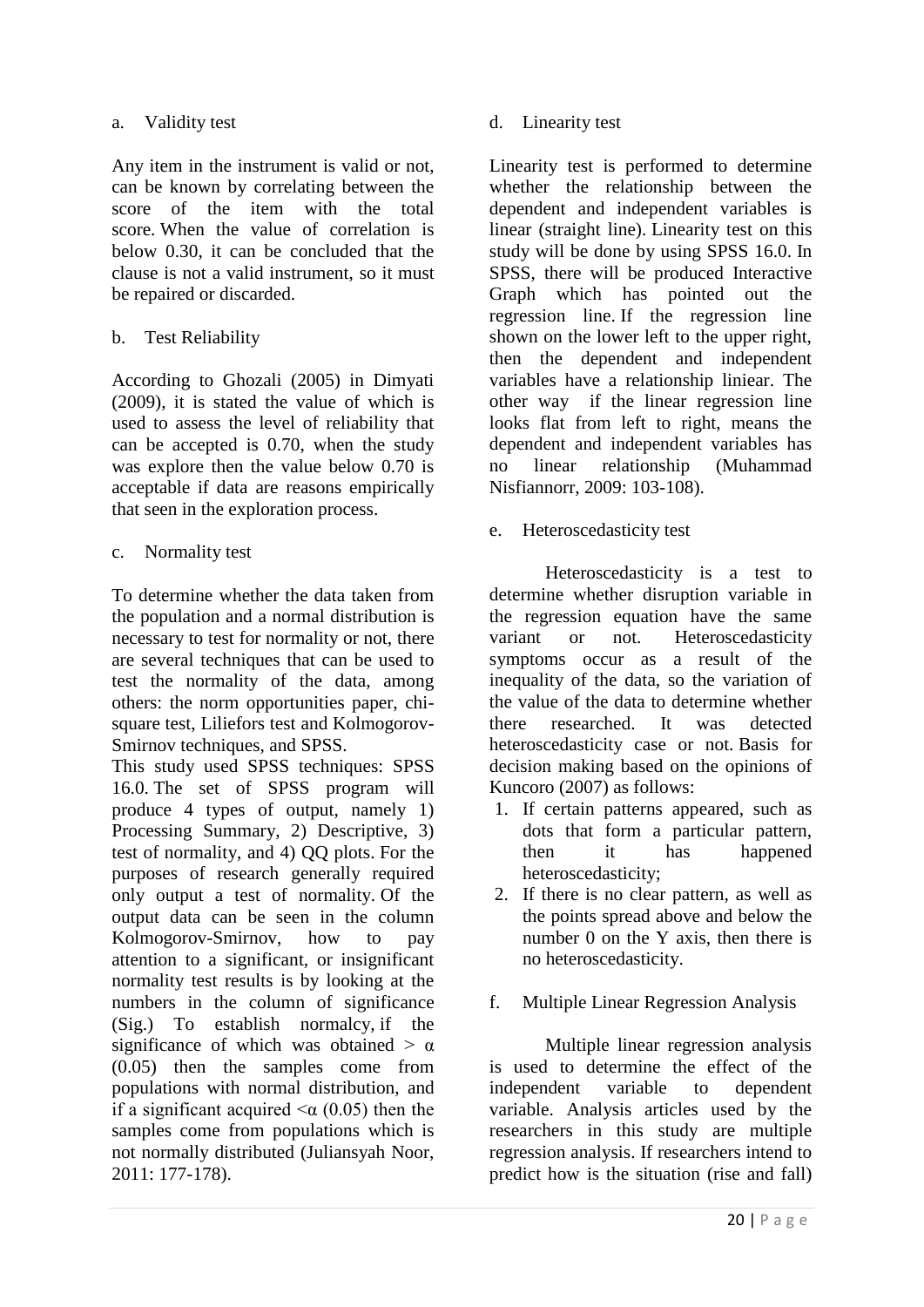a. Validity test

Any item in the instrument is valid or not, can be known by correlating between the score of the item with the total score. When the value of correlation is below 0.30, it can be concluded that the clause is not a valid instrument, so it must be repaired or discarded.

b. Test Reliability

According to Ghozali (2005) in Dimyati (2009), it is stated the value of which is used to assess the level of reliability that can be accepted is 0.70, when the study was explore then the value below 0.70 is acceptable if data are reasons empirically that seen in the exploration process.

c. Normality test

To determine whether the data taken from the population and a normal distribution is necessary to test for normality or not, there are several techniques that can be used to test the normality of the data, among others: the norm opportunities paper, chi-square test, Liliefors test and Kolmogorov-Smirnov techniques, and SPSS.

This study used SPSS techniques: SPSS 16.0. The set of SPSS program will produce 4 types of output, namely 1) Processing Summary, 2) Descriptive, 3) test of normality, and 4) QQ plots. For the purposes of research generally required only output a test of normality. Of the output data can be seen in the column Kolmogorov-Smirnov, how to pay attention to a significant, or insignificant normality test results is by looking at the numbers in the column of significance (Sig.) To establish normalcy, if the significance of which was obtained > α (0.05) then the samples come from populations with normal distribution, and if a significant acquired <α (0.05) then the samples come from populations which is not normally distributed (Juliansyah Noor, 2011: 177-178).

d. Linearity test

Linearity test is performed to determine whether the relationship between the dependent and independent variables is linear (straight line). Linearity test on this study will be done by using SPSS 16.0. In SPSS, there will be produced Interactive Graph which has pointed out the regression line. If the regression line shown on the lower left to the upper right, then the dependent and independent variables have a relationship liniear. The other way if the linear regression line looks flat from left to right, means the dependent and independent variables has no linear relationship (Muhammad Nisfiannorr, 2009: 103-108).

e. Heteroscedasticity test

Heteroscedasticity is a test to determine whether disruption variable in the regression equation have the same variant or not. Heteroscedasticity symptoms occur as a result of the inequality of the data, so the variation of the value of the data to determine whether there researched. It was detected heteroscedasticity case or not. Basis for decision making based on the opinions of Kuncoro (2007) as follows:

1. If certain patterns appeared, such as dots that form a particular pattern, then it has happened heteroscedasticity;
2. If there is no clear pattern, as well as the points spread above and below the number 0 on the Y axis, then there is no heteroscedasticity.

f. Multiple Linear Regression Analysis

Multiple linear regression analysis is used to determine the effect of the independent variable to dependent variable. Analysis articles used by the researchers in this study are multiple regression analysis. If researchers intend to predict how is the situation (rise and fall)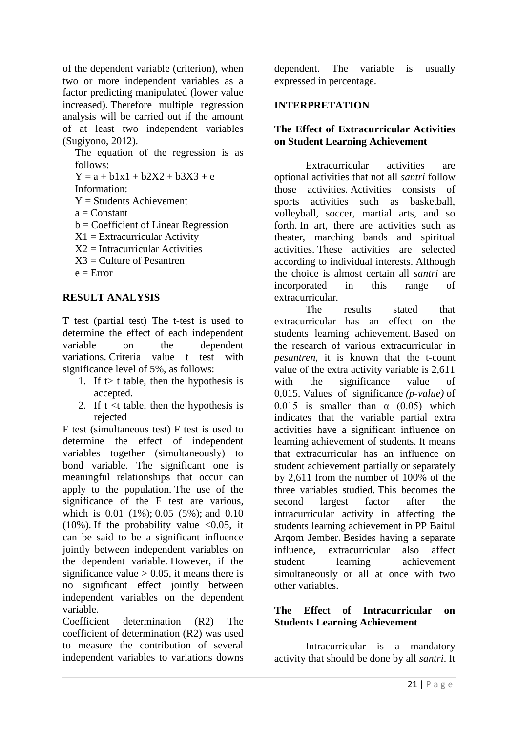of the dependent variable (criterion), when two or more independent variables as a factor predicting manipulated (lower value increased). Therefore multiple regression analysis will be carried out if the amount of at least two independent variables (Sugiyono, 2012).

The equation of the regression is as follows:

$$Y = a + b1x1 + b2X2 + b3X3 + e$$

Information:

Y = Students Achievement
a = Constant
b = Coefficient of Linear Regression
X1 = Extracurricular Activity
X2 = Intracurricular Activities
X3 = Culture of Pesantren
e = Error

## RESULT ANALYSIS

T test (partial test) The t-test is used to determine the effect of each independent variable on the dependent variations. Criteria value t test with significance level of 5%, as follows:

1. If t> t table, then the hypothesis is accepted.
2. If t <t table, then the hypothesis is rejected

F test (simultaneous test) F test is used to determine the effect of independent variables together (simultaneously) to bond variable. The significant one is meaningful relationships that occur can apply to the population. The use of the significance of the F test are various, which is 0.01 (1%); 0.05 (5%); and 0.10 (10%). If the probability value <0.05, it can be said to be a significant influence jointly between independent variables on the dependent variable. However, if the significance value > 0.05, it means there is no significant effect jointly between independent variables on the dependent variable.

Coefficient determination (R2) The coefficient of determination (R2) was used to measure the contribution of several independent variables to variations downs dependent. The variable is usually expressed in percentage.

## INTERPRETATION

### The Effect of Extracurricular Activities on Student Learning Achievement

Extracurricular activities are optional activities that not all *santri* follow those activities. Activities consists of sports activities such as basketball, volleyball, soccer, martial arts, and so forth. In art, there are activities such as theater, marching bands and spiritual activities. These activities are selected according to individual interests. Although the choice is almost certain all *santri* are incorporated in this range of extracurricular.

The results stated that extracurricular has an effect on the students learning achievement. Based on the research of various extracurricular in *pesantren*, it is known that the t-count value of the extra activity variable is 2,611 with the significance value of 0,015. Values of significance *(p-value)* of 0.015 is smaller than α (0.05) which indicates that the variable partial extra activities have a significant influence on learning achievement of students. It means that extracurricular has an influence on student achievement partially or separately by 2,611 from the number of 100% of the three variables studied. This becomes the second largest factor after the intracurricular activity in affecting the students learning achievement in PP Baitul Arqom Jember. Besides having a separate influence, extracurricular also affect student learning achievement simultaneously or all at once with two other variables.

### The Effect of Intracurricular on Students Learning Achievement

Intracurricular is a mandatory activity that should be done by all *santri*. It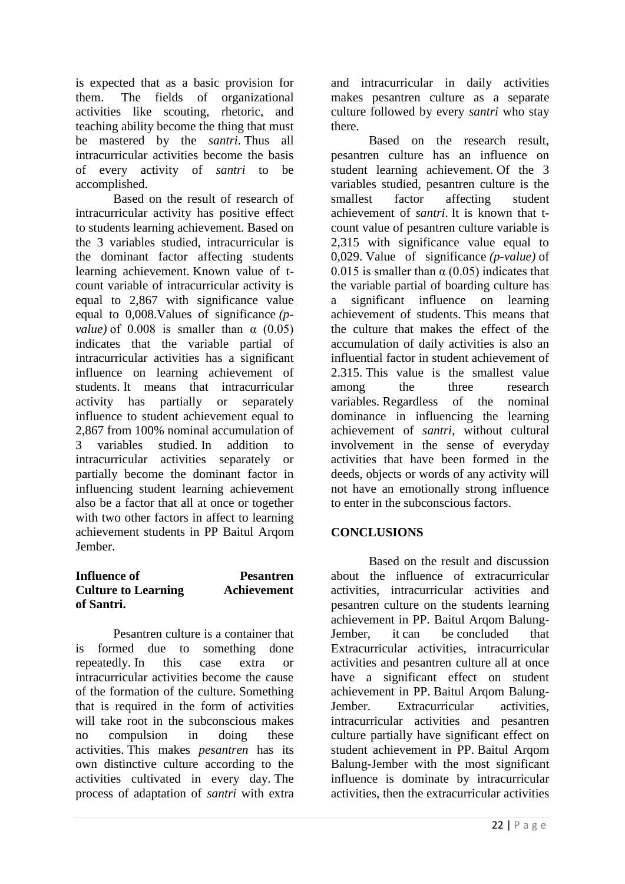is expected that as a basic provision for them. The fields of organizational activities like scouting, rhetoric, and teaching ability become the thing that must be mastered by the *santri*. Thus all intracurricular activities become the basis of every activity of *santri* to be accomplished.

Based on the result of research of intracurricular activity has positive effect to students learning achievement. Based on the 3 variables studied, intracurricular is the dominant factor affecting students learning achievement. Known value of t-count variable of intracurricular activity is equal to 2,867 with significance value equal to 0,008. Values of significance *(p-value)* of 0.008 is smaller than $\alpha$ (0.05) indicates that the variable partial of intracurricular activities has a significant influence on learning achievement of students. It means that intracurricular activity has partially or separately influence to student achievement equal to 2,867 from 100% nominal accumulation of 3 variables studied. In addition to intracurricular activities separately or partially become the dominant factor in influencing student learning achievement also be a factor that all at once or together with two other factors in affect to learning achievement students in PP Baitul Arqom Jember.

**Influence of Pesantren Culture to Learning Achievement of Santri.**

Pesantren culture is a container that is formed due to something done repeatedly. In this case extra or intracurricular activities become the cause of the formation of the culture. Something that is required in the form of activities will take root in the subconscious makes no compulsion in doing these activities. This makes *pesantren* has its own distinctive culture according to the activities cultivated in every day. The process of adaptation of *santri* with extra and intracurricular in daily activities makes pesantren culture as a separate culture followed by every *santri* who stay there.

Based on the research result, pesantren culture has an influence on student learning achievement. Of the 3 variables studied, pesantren culture is the smallest factor affecting student achievement of *santri*. It is known that t-count value of pesantren culture variable is 2,315 with significance value equal to 0,029. Value of significance *(p-value)* of 0.015 is smaller than $\alpha$ (0.05) indicates that the variable partial of boarding culture has a significant influence on learning achievement of students. This means that the culture that makes the effect of the accumulation of daily activities is also an influential factor in student achievement of 2.315. This value is the smallest value among the three research variables. Regardless of the nominal dominance in influencing the learning achievement of *santri*, without cultural involvement in the sense of everyday activities that have been formed in the deeds, objects or words of any activity will not have an emotionally strong influence to enter in the subconscious factors.

## CONCLUSIONS

Based on the result and discussion about the influence of extracurricular activities, intracurricular activities and pesantren culture on the students learning achievement in PP. Baitul Arqom Balung-Jember, it can be concluded that Extracurricular activities, intracurricular activities and pesantren culture all at once have a significant effect on student achievement in PP. Baitul Arqom Balung-Jember. Extracurricular activities, intracurricular activities and pesantren culture partially have significant effect on student achievement in PP. Baitul Arqom Balung-Jember with the most significant influence is dominate by intracurricular activities, then the extracurricular activities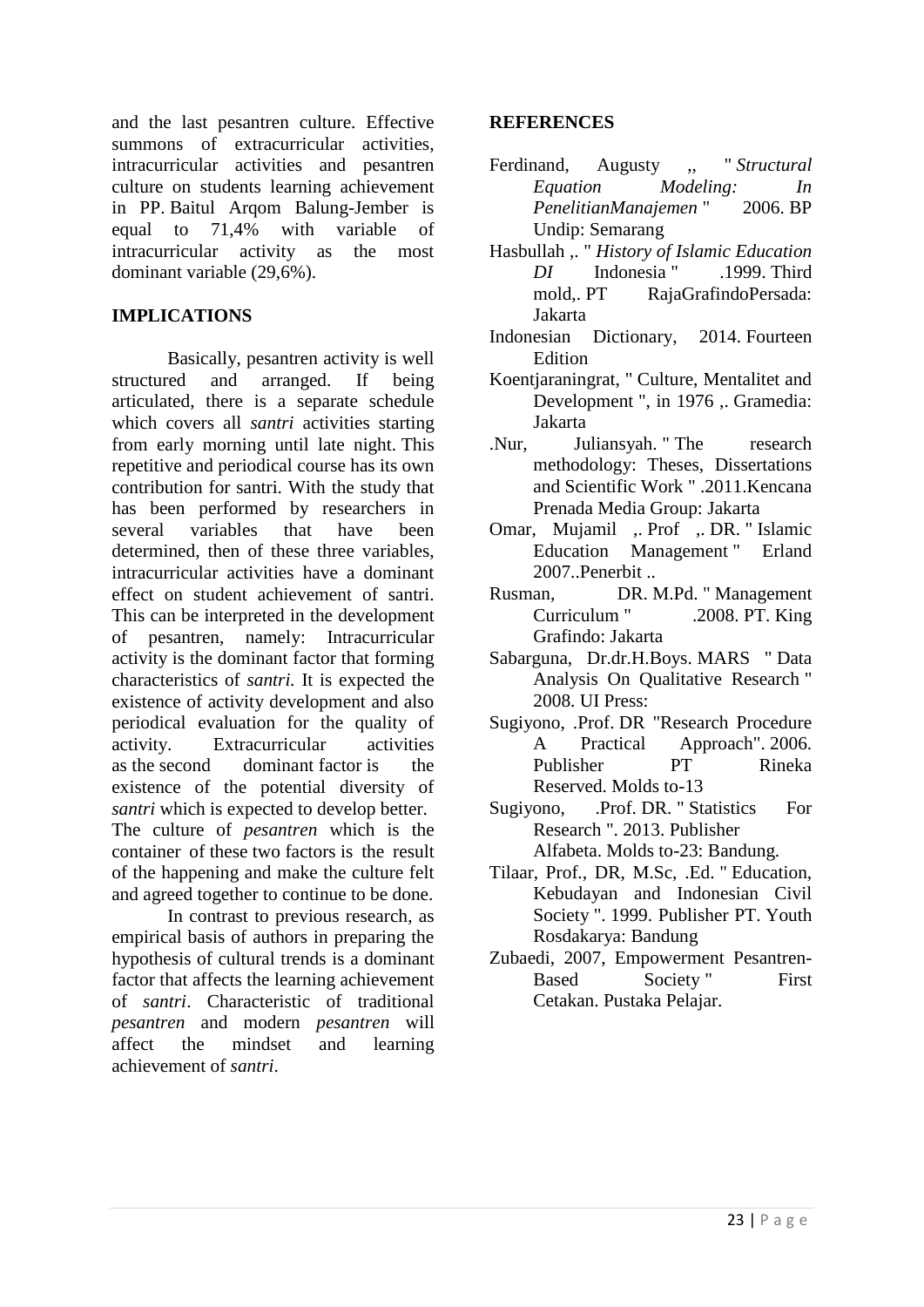and the last pesantren culture. Effective summons of extracurricular activities, intracurricular activities and pesantren culture on students learning achievement in PP. Baitul Arqom Balung-Jember is equal to 71,4% with variable of intracurricular activity as the most dominant variable (29,6%).

## IMPLICATIONS

Basically, pesantren activity is well structured and arranged. If being articulated, there is a separate schedule which covers all *santri* activities starting from early morning until late night. This repetitive and periodical course has its own contribution for santri. With the study that has been performed by researchers in several variables that have been determined, then of these three variables, intracurricular activities have a dominant effect on student achievement of santri. This can be interpreted in the development of pesantren, namely: Intracurricular activity is the dominant factor that forming characteristics of *santri.* It is expected the existence of activity development and also periodical evaluation for the quality of activity. Extracurricular activities as the second dominant factor is the existence of the potential diversity of *santri* which is expected to develop better. The culture of *pesantren* which is the container of these two factors is the result of the happening and make the culture felt and agreed together to continue to be done.

In contrast to previous research, as empirical basis of authors in preparing the hypothesis of cultural trends is a dominant factor that affects the learning achievement of *santri*. Characteristic of traditional *pesantren* and modern *pesantren* will affect the mindset and learning achievement of *santri*.

## REFERENCES

Ferdinand, Augusty ,, " *Structural Equation Modeling: In PenelitianManajemen* " 2006. BP Undip: Semarang

Hasbullah ,. " *History of Islamic Education DI* Indonesia " .1999. Third mold,. PT RajaGrafindoPersada: Jakarta

Indonesian Dictionary, 2014. Fourteen Edition

Koentjaraningrat, " Culture, Mentalitet and Development ", in 1976 ,. Gramedia: Jakarta

.Nur, Juliansyah. " The research methodology: Theses, Dissertations and Scientific Work " .2011.Kencana Prenada Media Group: Jakarta

Omar, Mujamil ,. Prof ,. DR. " Islamic Education Management " Erland 2007..Penerbit ..

Rusman, DR. M.Pd. " Management Curriculum " .2008. PT. King Grafindo: Jakarta

Sabarguna, Dr.dr.H.Boys. MARS " Data Analysis On Qualitative Research " 2008. UI Press:

Sugiyono, .Prof. DR "Research Procedure A Practical Approach". 2006. Publisher PT Rineka Reserved. Molds to-13

Sugiyono, .Prof. DR. " Statistics For Research ". 2013. Publisher Alfabeta. Molds to-23: Bandung.

Tilaar, Prof., DR, M.Sc, .Ed. " Education, Kebudayan and Indonesian Civil Society ". 1999. Publisher PT. Youth Rosdakarya: Bandung

Zubaedi, 2007, Empowerment Pesantren-Based Society " First Cetakan. Pustaka Pelajar.